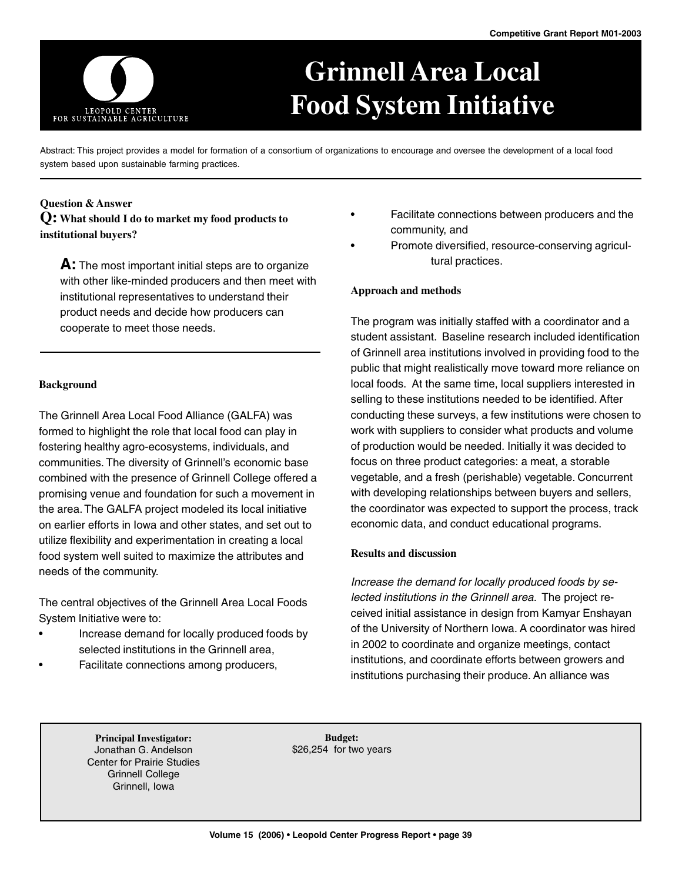Competitive Grant Report M01-2003

# Grinnell Area Local Food System Initiative

Abstract: This project provides a model for formation of a consortium of organizations to encourage and oversee the development of a local food system based upon sustainable farming practices.

### Question & Answer

**Q: What should I do to market my food products to institutional buyers?**

**A:** The most important initial steps are to organize with other like-minded producers and then meet with institutional representatives to understand their product needs and decide how producers can cooperate to meet those needs.

### Background

The Grinnell Area Local Food Alliance (GALFA) was formed to highlight the role that local food can play in fostering healthy agro-ecosystems, individuals, and communities. The diversity of Grinnell's economic base combined with the presence of Grinnell College offered a promising venue and foundation for such a movement in the area. The GALFA project modeled its local initiative on earlier efforts in Iowa and other states, and set out to utilize flexibility and experimentation in creating a local food system well suited to maximize the attributes and needs of the community.

The central objectives of the Grinnell Area Local Foods System Initiative were to:

- Increase demand for locally produced foods by selected institutions in the Grinnell area,
- Facilitate connections among producers,
- Facilitate connections between producers and the community, and
- Promote diversified, resource-conserving agricultural practices.

### Approach and methods

The program was initially staffed with a coordinator and a student assistant. Baseline research included identification of Grinnell area institutions involved in providing food to the public that might realistically move toward more reliance on local foods. At the same time, local suppliers interested in selling to these institutions needed to be identified. After conducting these surveys, a few institutions were chosen to work with suppliers to consider what products and volume of production would be needed. Initially it was decided to focus on three product categories: a meat, a storable vegetable, and a fresh (perishable) vegetable. Concurrent with developing relationships between buyers and sellers, the coordinator was expected to support the process, track economic data, and conduct educational programs.

### Results and discussion

*Increase the demand for locally produced foods by selected institutions in the Grinnell area.* The project received initial assistance in design from Kamyar Enshayan of the University of Northern Iowa. A coordinator was hired in 2002 to coordinate and organize meetings, contact institutions, and coordinate efforts between growers and institutions purchasing their produce. An alliance was

**Principal Investigator:**
Jonathan G. Andelson
Center for Prairie Studies
Grinnell College
Grinnell, Iowa

**Budget:**
$26,254 for two years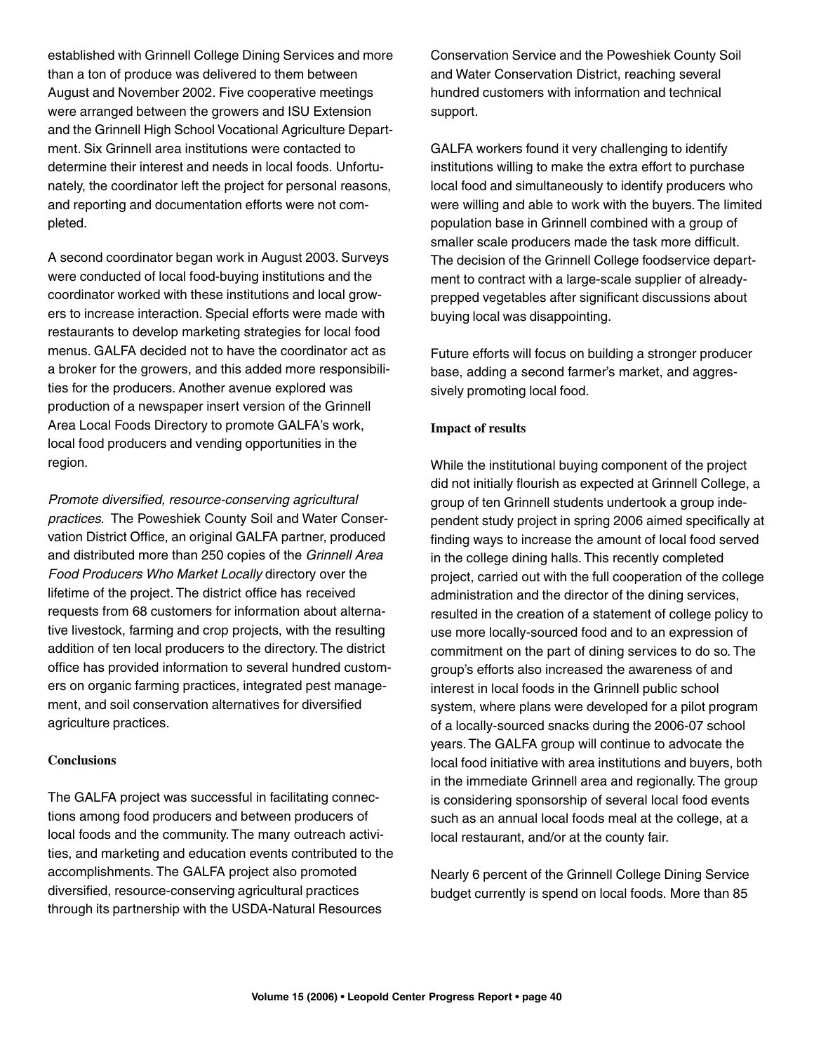established with Grinnell College Dining Services and more than a ton of produce was delivered to them between August and November 2002. Five cooperative meetings were arranged between the growers and ISU Extension and the Grinnell High School Vocational Agriculture Department. Six Grinnell area institutions were contacted to determine their interest and needs in local foods. Unfortunately, the coordinator left the project for personal reasons, and reporting and documentation efforts were not completed.

A second coordinator began work in August 2003. Surveys were conducted of local food-buying institutions and the coordinator worked with these institutions and local growers to increase interaction. Special efforts were made with restaurants to develop marketing strategies for local food menus. GALFA decided not to have the coordinator act as a broker for the growers, and this added more responsibilities for the producers. Another avenue explored was production of a newspaper insert version of the Grinnell Area Local Foods Directory to promote GALFA's work, local food producers and vending opportunities in the region.

*Promote diversified, resource-conserving agricultural practices.* The Poweshiek County Soil and Water Conservation District Office, an original GALFA partner, produced and distributed more than 250 copies of the *Grinnell Area Food Producers Who Market Locally* directory over the lifetime of the project. The district office has received requests from 68 customers for information about alternative livestock, farming and crop projects, with the resulting addition of ten local producers to the directory. The district office has provided information to several hundred customers on organic farming practices, integrated pest management, and soil conservation alternatives for diversified agriculture practices.

**Conclusions**

The GALFA project was successful in facilitating connections among food producers and between producers of local foods and the community. The many outreach activities, and marketing and education events contributed to the accomplishments. The GALFA project also promoted diversified, resource-conserving agricultural practices through its partnership with the USDA-Natural Resources Conservation Service and the Poweshiek County Soil and Water Conservation District, reaching several hundred customers with information and technical support.

GALFA workers found it very challenging to identify institutions willing to make the extra effort to purchase local food and simultaneously to identify producers who were willing and able to work with the buyers. The limited population base in Grinnell combined with a group of smaller scale producers made the task more difficult. The decision of the Grinnell College foodservice department to contract with a large-scale supplier of already-prepped vegetables after significant discussions about buying local was disappointing.

Future efforts will focus on building a stronger producer base, adding a second farmer's market, and aggressively promoting local food.

**Impact of results**

While the institutional buying component of the project did not initially flourish as expected at Grinnell College, a group of ten Grinnell students undertook a group independent study project in spring 2006 aimed specifically at finding ways to increase the amount of local food served in the college dining halls. This recently completed project, carried out with the full cooperation of the college administration and the director of the dining services, resulted in the creation of a statement of college policy to use more locally-sourced food and to an expression of commitment on the part of dining services to do so. The group's efforts also increased the awareness of and interest in local foods in the Grinnell public school system, where plans were developed for a pilot program of a locally-sourced snacks during the 2006-07 school years. The GALFA group will continue to advocate the local food initiative with area institutions and buyers, both in the immediate Grinnell area and regionally. The group is considering sponsorship of several local food events such as an annual local foods meal at the college, at a local restaurant, and/or at the county fair.

Nearly 6 percent of the Grinnell College Dining Service budget currently is spend on local foods. More than 85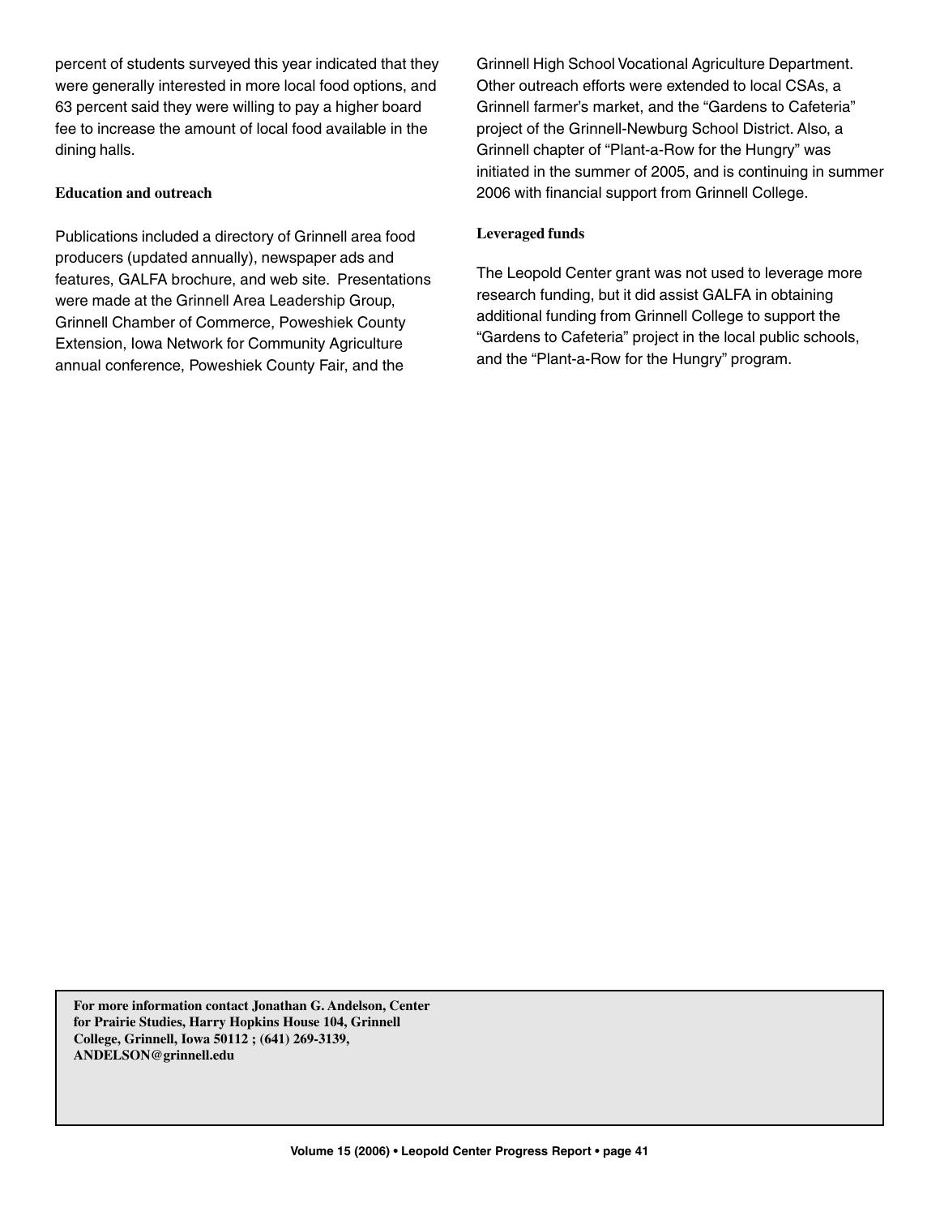percent of students surveyed this year indicated that they were generally interested in more local food options, and 63 percent said they were willing to pay a higher board fee to increase the amount of local food available in the dining halls.

### Education and outreach

Publications included a directory of Grinnell area food producers (updated annually), newspaper ads and features, GALFA brochure, and web site. Presentations were made at the Grinnell Area Leadership Group, Grinnell Chamber of Commerce, Poweshiek County Extension, Iowa Network for Community Agriculture annual conference, Poweshiek County Fair, and the Grinnell High School Vocational Agriculture Department. Other outreach efforts were extended to local CSAs, a Grinnell farmer's market, and the "Gardens to Cafeteria" project of the Grinnell-Newburg School District. Also, a Grinnell chapter of "Plant-a-Row for the Hungry" was initiated in the summer of 2005, and is continuing in summer 2006 with financial support from Grinnell College.

### Leveraged funds

The Leopold Center grant was not used to leverage more research funding, but it did assist GALFA in obtaining additional funding from Grinnell College to support the "Gardens to Cafeteria" project in the local public schools, and the "Plant-a-Row for the Hungry" program.

**For more information contact Jonathan G. Andelson, Center for Prairie Studies, Harry Hopkins House 104, Grinnell College, Grinnell, Iowa 50112 ; (641) 269-3139, ANDELSON@grinnell.edu**